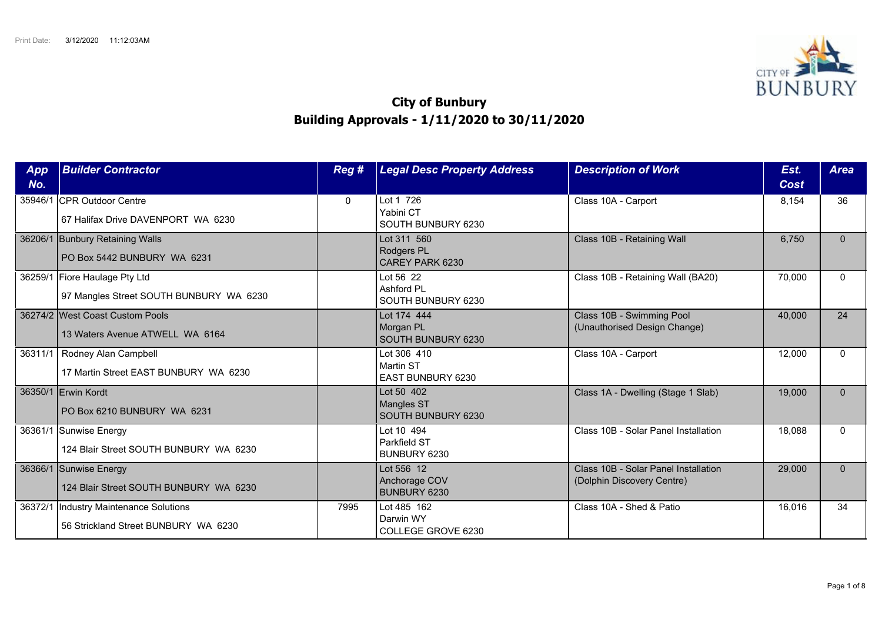Print Date: 3/12/2020 11:12:03AM

# City of Bunbury
## Building Approvals - 1/11/2020 to 30/11/2020

| App No. | Builder Contractor | Reg # | Legal Desc Property Address | Description of Work | Est. Cost | Area |
|---|---|---|---|---|---|---|
| 35946/1 | CPR Outdoor Centre<br>67 Halifax Drive DAVENPORT WA 6230 | 0 | Lot 1 726<br>Yabini CT<br>SOUTH BUNBURY 6230 | Class 10A - Carport | 8,154 | 36 |
| 36206/1 | Bunbury Retaining Walls<br>PO Box 5442 BUNBURY WA 6231 | | Lot 311 560<br>Rodgers PL<br>CAREY PARK 6230 | Class 10B - Retaining Wall | 6,750 | 0 |
| 36259/1 | Fiore Haulage Pty Ltd<br>97 Mangles Street SOUTH BUNBURY WA 6230 | | Lot 56 22<br>Ashford PL<br>SOUTH BUNBURY 6230 | Class 10B - Retaining Wall (BA20) | 70,000 | 0 |
| 36274/2 | West Coast Custom Pools<br>13 Waters Avenue ATWELL WA 6164 | | Lot 174 444<br>Morgan PL<br>SOUTH BUNBURY 6230 | Class 10B - Swimming Pool (Unauthorised Design Change) | 40,000 | 24 |
| 36311/1 | Rodney Alan Campbell<br>17 Martin Street EAST BUNBURY WA 6230 | | Lot 306 410<br>Martin ST<br>EAST BUNBURY 6230 | Class 10A - Carport | 12,000 | 0 |
| 36350/1 | Erwin Kordt<br>PO Box 6210 BUNBURY WA 6231 | | Lot 50 402<br>Mangles ST<br>SOUTH BUNBURY 6230 | Class 1A - Dwelling (Stage 1 Slab) | 19,000 | 0 |
| 36361/1 | Sunwise Energy<br>124 Blair Street SOUTH BUNBURY WA 6230 | | Lot 10 494<br>Parkfield ST<br>BUNBURY 6230 | Class 10B - Solar Panel Installation | 18,088 | 0 |
| 36366/1 | Sunwise Energy<br>124 Blair Street SOUTH BUNBURY WA 6230 | | Lot 556 12<br>Anchorage COV<br>BUNBURY 6230 | Class 10B - Solar Panel Installation (Dolphin Discovery Centre) | 29,000 | 0 |
| 36372/1 | Industry Maintenance Solutions<br>56 Strickland Street BUNBURY WA 6230 | 7995 | Lot 485 162<br>Darwin WY<br>COLLEGE GROVE 6230 | Class 10A - Shed & Patio | 16,016 | 34 |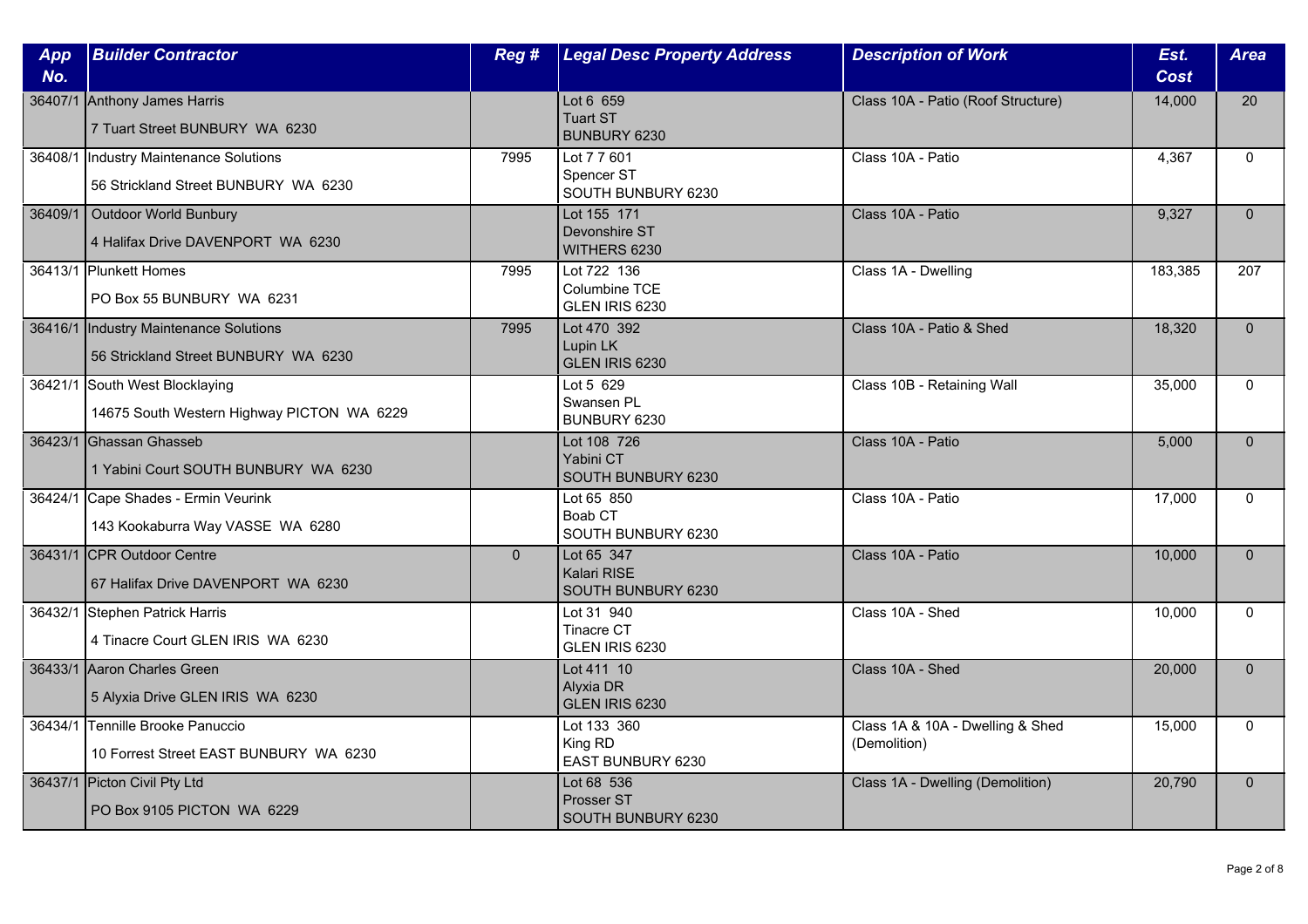| App No. | Builder Contractor | Reg # | Legal Desc Property Address | Description of Work | Est. Cost | Area |
|---|---|---|---|---|---|---|
| 36407/1 | Anthony James Harris<br>7 Tuart Street BUNBURY WA 6230 | | Lot 6 659<br>Tuart ST<br>BUNBURY 6230 | Class 10A - Patio (Roof Structure) | 14,000 | 20 |
| 36408/1 | Industry Maintenance Solutions<br>56 Strickland Street BUNBURY WA 6230 | 7995 | Lot 7 7 601<br>Spencer ST<br>SOUTH BUNBURY 6230 | Class 10A - Patio | 4,367 | 0 |
| 36409/1 | Outdoor World Bunbury<br>4 Halifax Drive DAVENPORT WA 6230 | | Lot 155 171<br>Devonshire ST<br>WITHERS 6230 | Class 10A - Patio | 9,327 | 0 |
| 36413/1 | Plunkett Homes<br>PO Box 55 BUNBURY WA 6231 | 7995 | Lot 722 136<br>Columbine TCE<br>GLEN IRIS 6230 | Class 1A - Dwelling | 183,385 | 207 |
| 36416/1 | Industry Maintenance Solutions<br>56 Strickland Street BUNBURY WA 6230 | 7995 | Lot 470 392<br>Lupin LK<br>GLEN IRIS 6230 | Class 10A - Patio & Shed | 18,320 | 0 |
| 36421/1 | South West Blocklaying<br>14675 South Western Highway PICTON WA 6229 | | Lot 5 629<br>Swansen PL<br>BUNBURY 6230 | Class 10B - Retaining Wall | 35,000 | 0 |
| 36423/1 | Ghassan Ghasseb<br>1 Yabini Court SOUTH BUNBURY WA 6230 | | Lot 108 726<br>Yabini CT<br>SOUTH BUNBURY 6230 | Class 10A - Patio | 5,000 | 0 |
| 36424/1 | Cape Shades - Ermin Veurink<br>143 Kookaburra Way VASSE WA 6280 | | Lot 65 850<br>Boab CT<br>SOUTH BUNBURY 6230 | Class 10A - Patio | 17,000 | 0 |
| 36431/1 | CPR Outdoor Centre<br>67 Halifax Drive DAVENPORT WA 6230 | 0 | Lot 65 347<br>Kalari RISE<br>SOUTH BUNBURY 6230 | Class 10A - Patio | 10,000 | 0 |
| 36432/1 | Stephen Patrick Harris<br>4 Tinacre Court GLEN IRIS WA 6230 | | Lot 31 940<br>Tinacre CT<br>GLEN IRIS 6230 | Class 10A - Shed | 10,000 | 0 |
| 36433/1 | Aaron Charles Green<br>5 Alyxia Drive GLEN IRIS WA 6230 | | Lot 411 10<br>Alyxia DR<br>GLEN IRIS 6230 | Class 10A - Shed | 20,000 | 0 |
| 36434/1 | Tennille Brooke Panuccio<br>10 Forrest Street EAST BUNBURY WA 6230 | | Lot 133 360<br>King RD<br>EAST BUNBURY 6230 | Class 1A & 10A - Dwelling & Shed (Demolition) | 15,000 | 0 |
| 36437/1 | Picton Civil Pty Ltd<br>PO Box 9105 PICTON WA 6229 | | Lot 68 536<br>Prosser ST<br>SOUTH BUNBURY 6230 | Class 1A - Dwelling (Demolition) | 20,790 | 0 |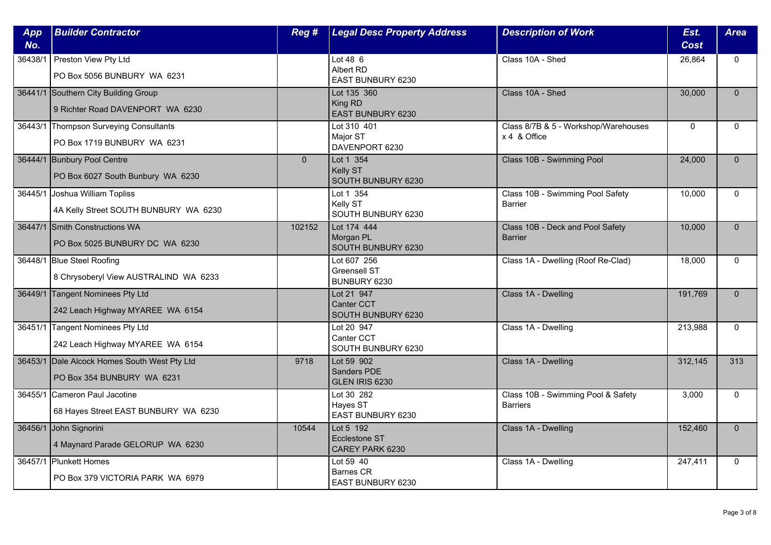| App No. | Builder Contractor | Reg # | Legal Desc Property Address | Description of Work | Est. Cost | Area |
|---|---|---|---|---|---|---|
| 36438/1 | Preston View Pty Ltd<br>PO Box 5056 BUNBURY WA 6231 | | Lot 48 6<br>Albert RD<br>EAST BUNBURY 6230 | Class 10A - Shed | 26,864 | 0 |
| 36441/1 | Southern City Building Group<br>9 Richter Road DAVENPORT WA 6230 | | Lot 135 360<br>King RD<br>EAST BUNBURY 6230 | Class 10A - Shed | 30,000 | 0 |
| 36443/1 | Thompson Surveying Consultants<br>PO Box 1719 BUNBURY WA 6231 | | Lot 310 401<br>Major ST<br>DAVENPORT 6230 | Class 8/7B & 5 - Workshop/Warehouses x 4 & Office | 0 | 0 |
| 36444/1 | Bunbury Pool Centre<br>PO Box 6027 South Bunbury WA 6230 | 0 | Lot 1 354<br>Kelly ST<br>SOUTH BUNBURY 6230 | Class 10B - Swimming Pool | 24,000 | 0 |
| 36445/1 | Joshua William Topliss<br>4A Kelly Street SOUTH BUNBURY WA 6230 | | Lot 1 354<br>Kelly ST<br>SOUTH BUNBURY 6230 | Class 10B - Swimming Pool Safety Barrier | 10,000 | 0 |
| 36447/1 | Smith Constructions WA<br>PO Box 5025 BUNBURY DC WA 6230 | 102152 | Lot 174 444<br>Morgan PL<br>SOUTH BUNBURY 6230 | Class 10B - Deck and Pool Safety Barrier | 10,000 | 0 |
| 36448/1 | Blue Steel Roofing<br>8 Chrysoberyl View AUSTRALIND WA 6233 | | Lot 607 256<br>Greensell ST<br>BUNBURY 6230 | Class 1A - Dwelling (Roof Re-Clad) | 18,000 | 0 |
| 36449/1 | Tangent Nominees Pty Ltd<br>242 Leach Highway MYAREE WA 6154 | | Lot 21 947<br>Canter CCT<br>SOUTH BUNBURY 6230 | Class 1A - Dwelling | 191,769 | 0 |
| 36451/1 | Tangent Nominees Pty Ltd<br>242 Leach Highway MYAREE WA 6154 | | Lot 20 947<br>Canter CCT<br>SOUTH BUNBURY 6230 | Class 1A - Dwelling | 213,988 | 0 |
| 36453/1 | Dale Alcock Homes South West Pty Ltd<br>PO Box 354 BUNBURY WA 6231 | 9718 | Lot 59 902<br>Sanders PDE<br>GLEN IRIS 6230 | Class 1A - Dwelling | 312,145 | 313 |
| 36455/1 | Cameron Paul Jacotine<br>68 Hayes Street EAST BUNBURY WA 6230 | | Lot 30 282<br>Hayes ST<br>EAST BUNBURY 6230 | Class 10B - Swimming Pool & Safety Barriers | 3,000 | 0 |
| 36456/1 | John Signorini<br>4 Maynard Parade GELORUP WA 6230 | 10544 | Lot 5 192<br>Ecclestone ST<br>CAREY PARK 6230 | Class 1A - Dwelling | 152,460 | 0 |
| 36457/1 | Plunkett Homes<br>PO Box 379 VICTORIA PARK WA 6979 | | Lot 59 40<br>Barnes CR<br>EAST BUNBURY 6230 | Class 1A - Dwelling | 247,411 | 0 |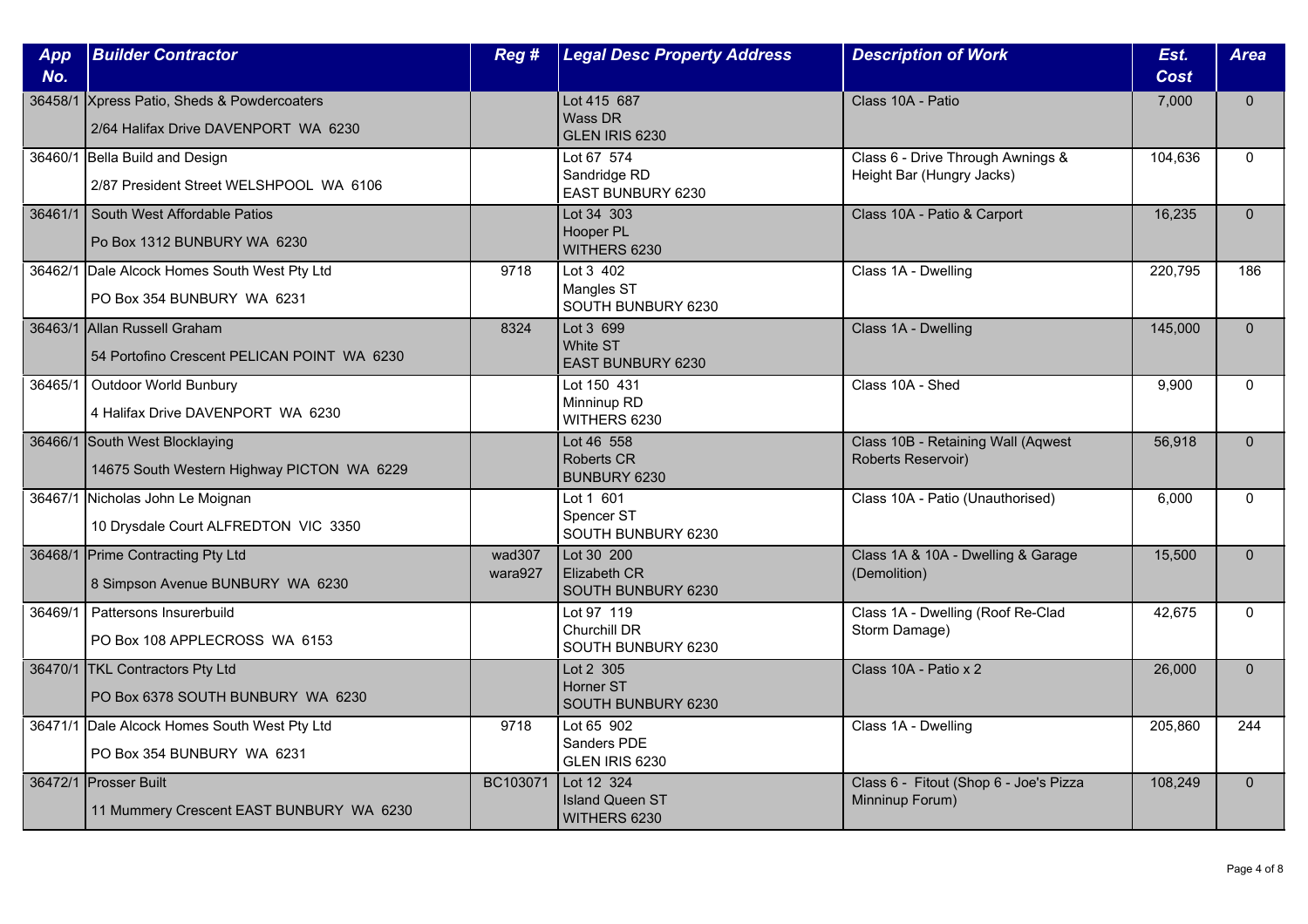| App No. | Builder Contractor | Reg # | Legal Desc Property Address | Description of Work | Est. Cost | Area |
|---|---|---|---|---|---|---|
| 36458/1 | Xpress Patio, Sheds & Powdercoaters<br>2/64 Halifax Drive DAVENPORT WA 6230 | | Lot 415 687<br>Wass DR<br>GLEN IRIS 6230 | Class 10A - Patio | 7,000 | 0 |
| 36460/1 | Bella Build and Design<br>2/87 President Street WELSHPOOL WA 6106 | | Lot 67 574<br>Sandridge RD<br>EAST BUNBURY 6230 | Class 6 - Drive Through Awnings & Height Bar (Hungry Jacks) | 104,636 | 0 |
| 36461/1 | South West Affordable Patios<br>Po Box 1312 BUNBURY WA 6230 | | Lot 34 303<br>Hooper PL<br>WITHERS 6230 | Class 10A - Patio & Carport | 16,235 | 0 |
| 36462/1 | Dale Alcock Homes South West Pty Ltd<br>PO Box 354 BUNBURY WA 6231 | 9718 | Lot 3 402<br>Mangles ST<br>SOUTH BUNBURY 6230 | Class 1A - Dwelling | 220,795 | 186 |
| 36463/1 | Allan Russell Graham<br>54 Portofino Crescent PELICAN POINT WA 6230 | 8324 | Lot 3 699<br>White ST<br>EAST BUNBURY 6230 | Class 1A - Dwelling | 145,000 | 0 |
| 36465/1 | Outdoor World Bunbury<br>4 Halifax Drive DAVENPORT WA 6230 | | Lot 150 431<br>Minninup RD<br>WITHERS 6230 | Class 10A - Shed | 9,900 | 0 |
| 36466/1 | South West Blocklaying<br>14675 South Western Highway PICTON WA 6229 | | Lot 46 558<br>Roberts CR<br>BUNBURY 6230 | Class 10B - Retaining Wall (Aqwest Roberts Reservoir) | 56,918 | 0 |
| 36467/1 | Nicholas John Le Moignan<br>10 Drysdale Court ALFREDTON VIC 3350 | | Lot 1 601<br>Spencer ST<br>SOUTH BUNBURY 6230 | Class 10A - Patio (Unauthorised) | 6,000 | 0 |
| 36468/1 | Prime Contracting Pty Ltd<br>8 Simpson Avenue BUNBURY WA 6230 | wad307<br>wara927 | Lot 30 200<br>Elizabeth CR<br>SOUTH BUNBURY 6230 | Class 1A & 10A - Dwelling & Garage (Demolition) | 15,500 | 0 |
| 36469/1 | Pattersons Insurerbuild<br>PO Box 108 APPLECROSS WA 6153 | | Lot 97 119<br>Churchill DR<br>SOUTH BUNBURY 6230 | Class 1A - Dwelling (Roof Re-Clad Storm Damage) | 42,675 | 0 |
| 36470/1 | TKL Contractors Pty Ltd<br>PO Box 6378 SOUTH BUNBURY WA 6230 | | Lot 2 305<br>Horner ST<br>SOUTH BUNBURY 6230 | Class 10A - Patio x 2 | 26,000 | 0 |
| 36471/1 | Dale Alcock Homes South West Pty Ltd<br>PO Box 354 BUNBURY WA 6231 | 9718 | Lot 65 902<br>Sanders PDE<br>GLEN IRIS 6230 | Class 1A - Dwelling | 205,860 | 244 |
| 36472/1 | Prosser Built<br>11 Mummery Crescent EAST BUNBURY WA 6230 | BC103071 | Lot 12 324<br>Island Queen ST<br>WITHERS 6230 | Class 6 - Fitout (Shop 6 - Joe's Pizza Minninup Forum) | 108,249 | 0 |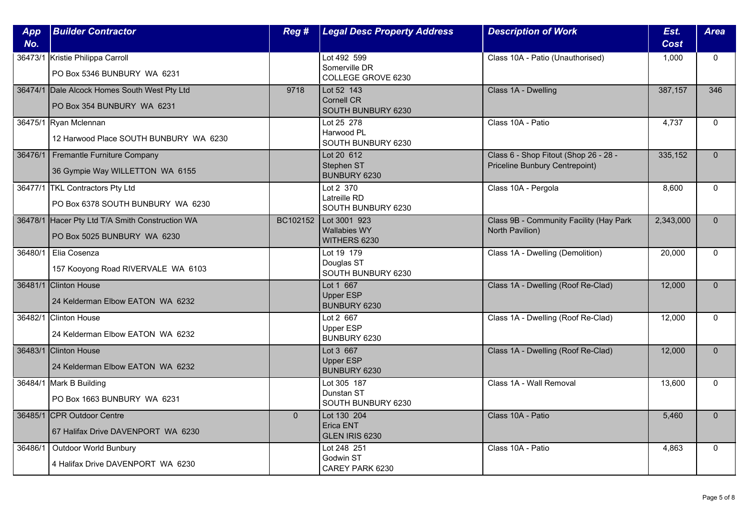| App No. | Builder Contractor | Reg # | Legal Desc Property Address | Description of Work | Est. Cost | Area |
|---|---|---|---|---|---|---|
| 36473/1 | Kristie Philippa Carroll<br>PO Box 5346 BUNBURY WA 6231 | | Lot 492 599<br>Somerville DR<br>COLLEGE GROVE 6230 | Class 10A - Patio (Unauthorised) | 1,000 | 0 |
| 36474/1 | Dale Alcock Homes South West Pty Ltd<br>PO Box 354 BUNBURY WA 6231 | 9718 | Lot 52 143<br>Cornell CR<br>SOUTH BUNBURY 6230 | Class 1A - Dwelling | 387,157 | 346 |
| 36475/1 | Ryan Mclennan<br>12 Harwood Place SOUTH BUNBURY WA 6230 | | Lot 25 278<br>Harwood PL<br>SOUTH BUNBURY 6230 | Class 10A - Patio | 4,737 | 0 |
| 36476/1 | Fremantle Furniture Company<br>36 Gympie Way WILLETTON WA 6155 | | Lot 20 612<br>Stephen ST<br>BUNBURY 6230 | Class 6 - Shop Fitout (Shop 26 - 28 - Priceline Bunbury Centrepoint) | 335,152 | 0 |
| 36477/1 | TKL Contractors Pty Ltd<br>PO Box 6378 SOUTH BUNBURY WA 6230 | | Lot 2 370<br>Latreille RD<br>SOUTH BUNBURY 6230 | Class 10A - Pergola | 8,600 | 0 |
| 36478/1 | Hacer Pty Ltd T/A Smith Construction WA<br>PO Box 5025 BUNBURY WA 6230 | BC102152 | Lot 3001 923<br>Wallabies WY<br>WITHERS 6230 | Class 9B - Community Facility (Hay Park North Pavilion) | 2,343,000 | 0 |
| 36480/1 | Elia Cosenza<br>157 Kooyong Road RIVERVALE WA 6103 | | Lot 19 179<br>Douglas ST<br>SOUTH BUNBURY 6230 | Class 1A - Dwelling (Demolition) | 20,000 | 0 |
| 36481/1 | Clinton House<br>24 Kelderman Elbow EATON WA 6232 | | Lot 1 667<br>Upper ESP<br>BUNBURY 6230 | Class 1A - Dwelling (Roof Re-Clad) | 12,000 | 0 |
| 36482/1 | Clinton House<br>24 Kelderman Elbow EATON WA 6232 | | Lot 2 667<br>Upper ESP<br>BUNBURY 6230 | Class 1A - Dwelling (Roof Re-Clad) | 12,000 | 0 |
| 36483/1 | Clinton House<br>24 Kelderman Elbow EATON WA 6232 | | Lot 3 667<br>Upper ESP<br>BUNBURY 6230 | Class 1A - Dwelling (Roof Re-Clad) | 12,000 | 0 |
| 36484/1 | Mark B Building<br>PO Box 1663 BUNBURY WA 6231 | | Lot 305 187<br>Dunstan ST<br>SOUTH BUNBURY 6230 | Class 1A - Wall Removal | 13,600 | 0 |
| 36485/1 | CPR Outdoor Centre<br>67 Halifax Drive DAVENPORT WA 6230 | 0 | Lot 130 204<br>Erica ENT<br>GLEN IRIS 6230 | Class 10A - Patio | 5,460 | 0 |
| 36486/1 | Outdoor World Bunbury<br>4 Halifax Drive DAVENPORT WA 6230 | | Lot 248 251<br>Godwin ST<br>CAREY PARK 6230 | Class 10A - Patio | 4,863 | 0 |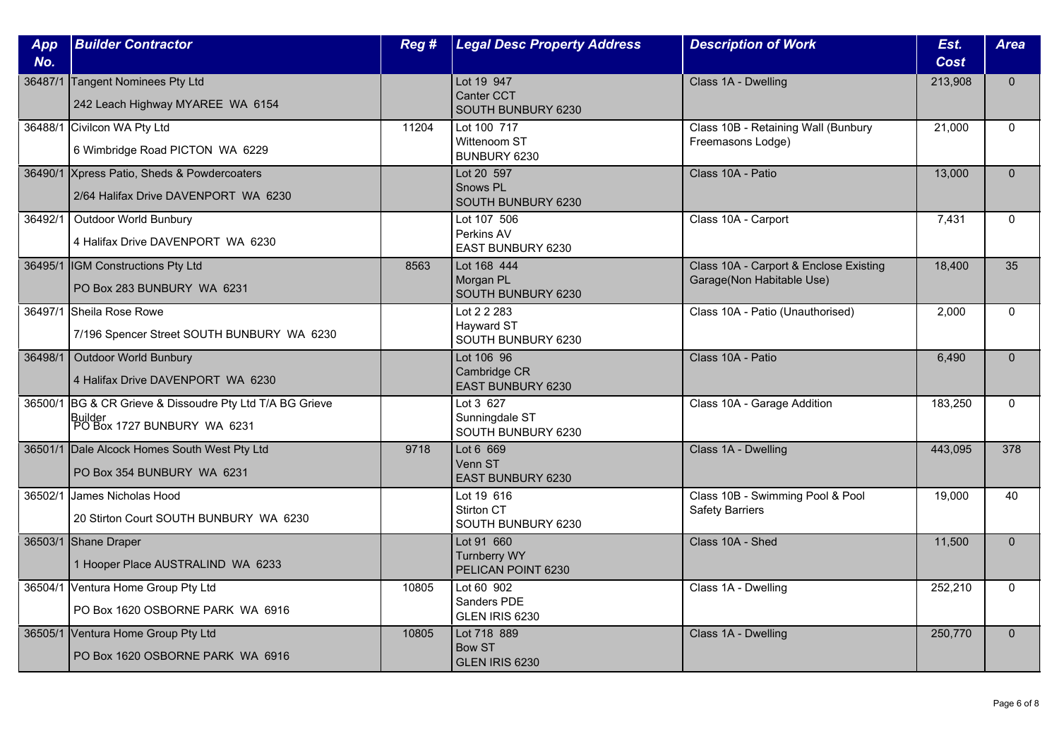| App No. | Builder Contractor | Reg # | Legal Desc Property Address | Description of Work | Est. Cost | Area |
|---|---|---|---|---|---|---|
| 36487/1 | Tangent Nominees Pty Ltd<br>242 Leach Highway MYAREE WA 6154 | | Lot 19 947<br>Canter CCT<br>SOUTH BUNBURY 6230 | Class 1A - Dwelling | 213,908 | 0 |
| 36488/1 | Civilcon WA Pty Ltd<br>6 Wimbridge Road PICTON WA 6229 | 11204 | Lot 100 717<br>Wittenoom ST<br>BUNBURY 6230 | Class 10B - Retaining Wall (Bunbury Freemasons Lodge) | 21,000 | 0 |
| 36490/1 | Xpress Patio, Sheds & Powdercoaters<br>2/64 Halifax Drive DAVENPORT WA 6230 | | Lot 20 597<br>Snows PL<br>SOUTH BUNBURY 6230 | Class 10A - Patio | 13,000 | 0 |
| 36492/1 | Outdoor World Bunbury<br>4 Halifax Drive DAVENPORT WA 6230 | | Lot 107 506<br>Perkins AV<br>EAST BUNBURY 6230 | Class 10A - Carport | 7,431 | 0 |
| 36495/1 | IGM Constructions Pty Ltd<br>PO Box 283 BUNBURY WA 6231 | 8563 | Lot 168 444<br>Morgan PL<br>SOUTH BUNBURY 6230 | Class 10A - Carport & Enclose Existing Garage(Non Habitable Use) | 18,400 | 35 |
| 36497/1 | Sheila Rose Rowe<br>7/196 Spencer Street SOUTH BUNBURY WA 6230 | | Lot 2 2 283<br>Hayward ST<br>SOUTH BUNBURY 6230 | Class 10A - Patio (Unauthorised) | 2,000 | 0 |
| 36498/1 | Outdoor World Bunbury<br>4 Halifax Drive DAVENPORT WA 6230 | | Lot 106 96<br>Cambridge CR<br>EAST BUNBURY 6230 | Class 10A - Patio | 6,490 | 0 |
| 36500/1 | BG & CR Grieve & Dissoudre Pty Ltd T/A BG Grieve Builder<br>PO Box 1727 BUNBURY WA 6231 | | Lot 3 627<br>Sunningdale ST<br>SOUTH BUNBURY 6230 | Class 10A - Garage Addition | 183,250 | 0 |
| 36501/1 | Dale Alcock Homes South West Pty Ltd<br>PO Box 354 BUNBURY WA 6231 | 9718 | Lot 6 669<br>Venn ST<br>EAST BUNBURY 6230 | Class 1A - Dwelling | 443,095 | 378 |
| 36502/1 | James Nicholas Hood<br>20 Stirton Court SOUTH BUNBURY WA 6230 | | Lot 19 616<br>Stirton CT<br>SOUTH BUNBURY 6230 | Class 10B - Swimming Pool & Pool Safety Barriers | 19,000 | 40 |
| 36503/1 | Shane Draper<br>1 Hooper Place AUSTRALIND WA 6233 | | Lot 91 660<br>Turnberry WY<br>PELICAN POINT 6230 | Class 10A - Shed | 11,500 | 0 |
| 36504/1 | Ventura Home Group Pty Ltd<br>PO Box 1620 OSBORNE PARK WA 6916 | 10805 | Lot 60 902<br>Sanders PDE<br>GLEN IRIS 6230 | Class 1A - Dwelling | 252,210 | 0 |
| 36505/1 | Ventura Home Group Pty Ltd<br>PO Box 1620 OSBORNE PARK WA 6916 | 10805 | Lot 718 889<br>Bow ST<br>GLEN IRIS 6230 | Class 1A - Dwelling | 250,770 | 0 |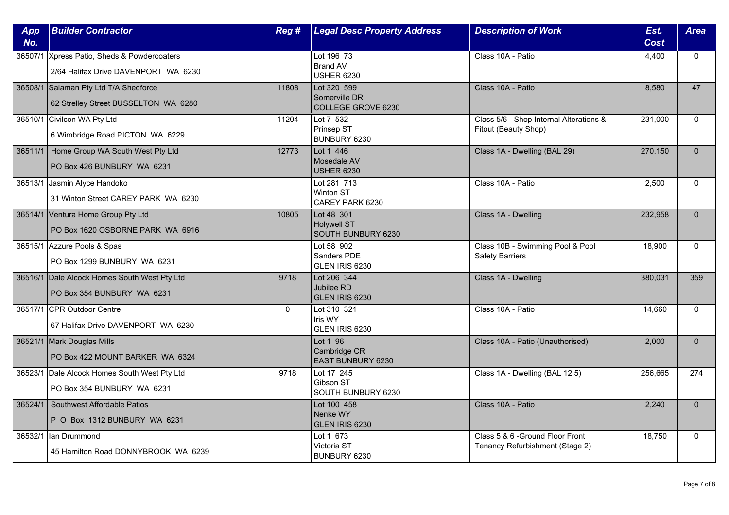| App No. | Builder Contractor | Reg # | Legal Desc Property Address | Description of Work | Est. Cost | Area |
|---|---|---|---|---|---|---|
| 36507/1 | Xpress Patio, Sheds & Powdercoaters<br>2/64 Halifax Drive DAVENPORT WA 6230 | | Lot 196 73<br>Brand AV<br>USHER 6230 | Class 10A - Patio | 4,400 | 0 |
| 36508/1 | Salaman Pty Ltd T/A Shedforce<br>62 Strelley Street BUSSELTON WA 6280 | 11808 | Lot 320 599<br>Somerville DR<br>COLLEGE GROVE 6230 | Class 10A - Patio | 8,580 | 47 |
| 36510/1 | Civilcon WA Pty Ltd<br>6 Wimbridge Road PICTON WA 6229 | 11204 | Lot 7 532<br>Prinsep ST<br>BUNBURY 6230 | Class 5/6 - Shop Internal Alterations & Fitout (Beauty Shop) | 231,000 | 0 |
| 36511/1 | Home Group WA South West Pty Ltd<br>PO Box 426 BUNBURY WA 6231 | 12773 | Lot 1 446<br>Mosedale AV<br>USHER 6230 | Class 1A - Dwelling (BAL 29) | 270,150 | 0 |
| 36513/1 | Jasmin Alyce Handoko<br>31 Winton Street CAREY PARK WA 6230 | | Lot 281 713<br>Winton ST<br>CAREY PARK 6230 | Class 10A - Patio | 2,500 | 0 |
| 36514/1 | Ventura Home Group Pty Ltd<br>PO Box 1620 OSBORNE PARK WA 6916 | 10805 | Lot 48 301<br>Holywell ST<br>SOUTH BUNBURY 6230 | Class 1A - Dwelling | 232,958 | 0 |
| 36515/1 | Azzure Pools & Spas<br>PO Box 1299 BUNBURY WA 6231 | | Lot 58 902<br>Sanders PDE<br>GLEN IRIS 6230 | Class 10B - Swimming Pool & Pool Safety Barriers | 18,900 | 0 |
| 36516/1 | Dale Alcock Homes South West Pty Ltd<br>PO Box 354 BUNBURY WA 6231 | 9718 | Lot 206 344<br>Jubilee RD<br>GLEN IRIS 6230 | Class 1A - Dwelling | 380,031 | 359 |
| 36517/1 | CPR Outdoor Centre<br>67 Halifax Drive DAVENPORT WA 6230 | 0 | Lot 310 321<br>Iris WY<br>GLEN IRIS 6230 | Class 10A - Patio | 14,660 | 0 |
| 36521/1 | Mark Douglas Mills<br>PO Box 422 MOUNT BARKER WA 6324 | | Lot 1 96<br>Cambridge CR<br>EAST BUNBURY 6230 | Class 10A - Patio (Unauthorised) | 2,000 | 0 |
| 36523/1 | Dale Alcock Homes South West Pty Ltd<br>PO Box 354 BUNBURY WA 6231 | 9718 | Lot 17 245<br>Gibson ST<br>SOUTH BUNBURY 6230 | Class 1A - Dwelling (BAL 12.5) | 256,665 | 274 |
| 36524/1 | Southwest Affordable Patios<br>P O Box 1312 BUNBURY WA 6231 | | Lot 100 458<br>Nenke WY<br>GLEN IRIS 6230 | Class 10A - Patio | 2,240 | 0 |
| 36532/1 | Ian Drummond<br>45 Hamilton Road DONNYBROOK WA 6239 | | Lot 1 673<br>Victoria ST<br>BUNBURY 6230 | Class 5 & 6 -Ground Floor Front Tenancy Refurbishment (Stage 2) | 18,750 | 0 |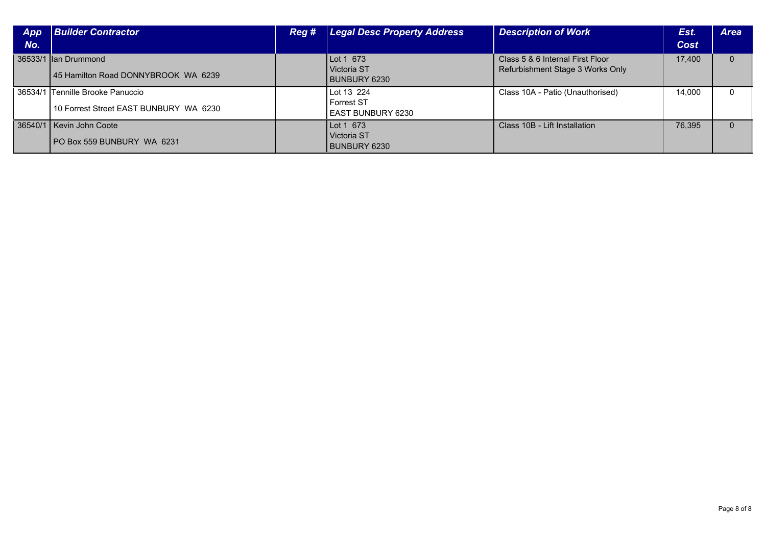| App No. | Builder Contractor | Reg # | Legal Desc Property Address | Description of Work | Est. Cost | Area |
|---|---|---|---|---|---|---|
| 36533/1 | Ian Drummond<br>45 Hamilton Road DONNYBROOK WA 6239 | | Lot 1 673<br>Victoria ST<br>BUNBURY 6230 | Class 5 & 6 Internal First Floor Refurbishment Stage 3 Works Only | 17,400 | 0 |
| 36534/1 | Tennille Brooke Panuccio<br>10 Forrest Street EAST BUNBURY WA 6230 | | Lot 13 224<br>Forrest ST<br>EAST BUNBURY 6230 | Class 10A - Patio (Unauthorised) | 14,000 | 0 |
| 36540/1 | Kevin John Coote<br>PO Box 559 BUNBURY WA 6231 | | Lot 1 673<br>Victoria ST<br>BUNBURY 6230 | Class 10B - Lift Installation | 76,395 | 0 |